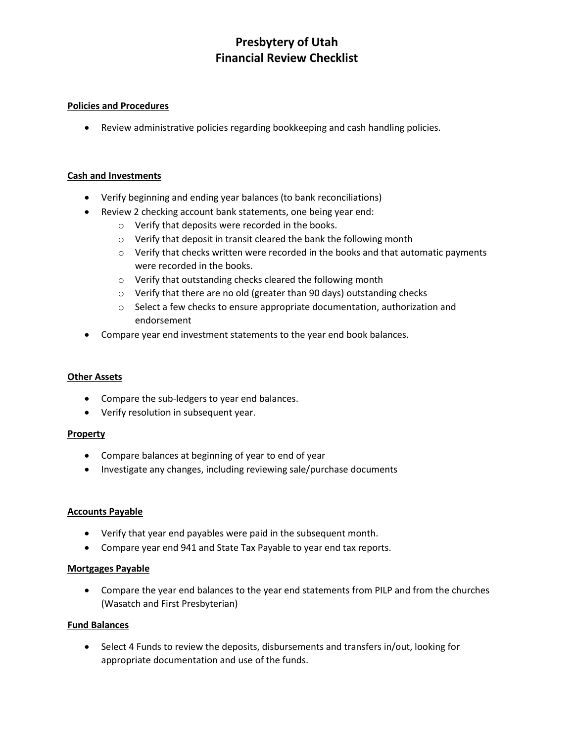# Presbytery of Utah
# Financial Review Checklist

**Policies and Procedures**

- Review administrative policies regarding bookkeeping and cash handling policies.

**Cash and Investments**

- Verify beginning and ending year balances (to bank reconciliations)
- Review 2 checking account bank statements, one being year end:
    - Verify that deposits were recorded in the books.
    - Verify that deposit in transit cleared the bank the following month
    - Verify that checks written were recorded in the books and that automatic payments were recorded in the books.
    - Verify that outstanding checks cleared the following month
    - Verify that there are no old (greater than 90 days) outstanding checks
    - Select a few checks to ensure appropriate documentation, authorization and endorsement
- Compare year end investment statements to the year end book balances.

**Other Assets**

- Compare the sub-ledgers to year end balances.
- Verify resolution in subsequent year.

**Property**

- Compare balances at beginning of year to end of year
- Investigate any changes, including reviewing sale/purchase documents

**Accounts Payable**

- Verify that year end payables were paid in the subsequent month.
- Compare year end 941 and State Tax Payable to year end tax reports.

**Mortgages Payable**

- Compare the year end balances to the year end statements from PILP and from the churches (Wasatch and First Presbyterian)

**Fund Balances**

- Select 4 Funds to review the deposits, disbursements and transfers in/out, looking for appropriate documentation and use of the funds.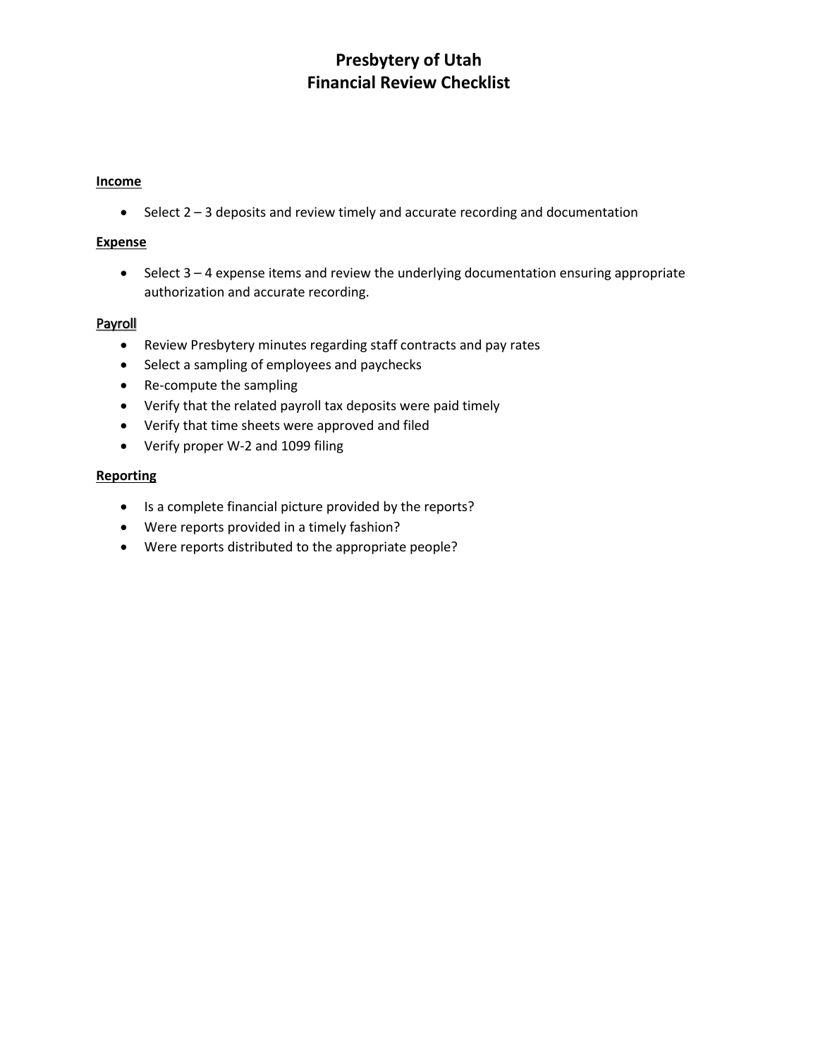# Presbytery of Utah
# Financial Review Checklist

**Income**

- Select 2 – 3 deposits and review timely and accurate recording and documentation

**Expense**

- Select 3 – 4 expense items and review the underlying documentation ensuring appropriate authorization and accurate recording.

**Payroll**

- Review Presbytery minutes regarding staff contracts and pay rates
- Select a sampling of employees and paychecks
- Re-compute the sampling
- Verify that the related payroll tax deposits were paid timely
- Verify that time sheets were approved and filed
- Verify proper W-2 and 1099 filing

**Reporting**

- Is a complete financial picture provided by the reports?
- Were reports provided in a timely fashion?
- Were reports distributed to the appropriate people?